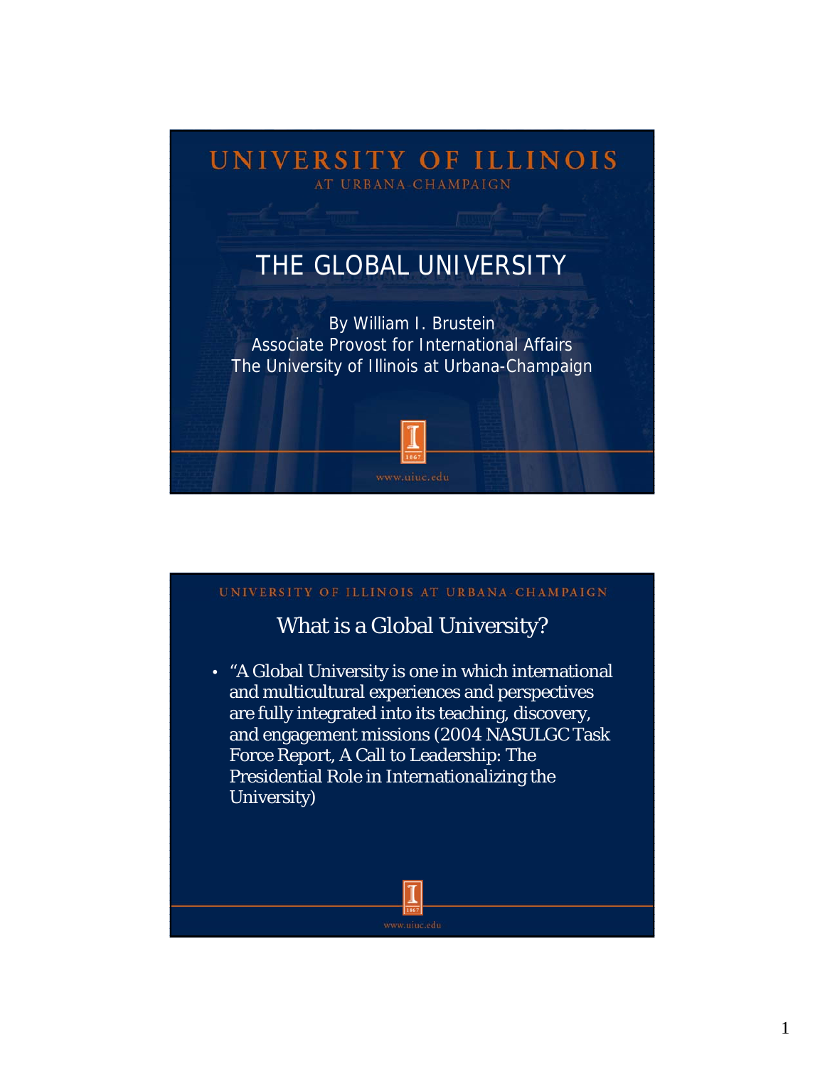# UNIVERSITY OF ILLINOIS AT URBANA-CHAMPAIGN

## THE GLOBAL UNIVERSITY

By William I. Brustein
Associate Provost for International Affairs
The University of Illinois at Urbana-Champaign

www.uiuc.edu

---

UNIVERSITY OF ILLINOIS AT URBANA-CHAMPAIGN

## What is a Global University?

- "A Global University is one in which international and multicultural experiences and perspectives are fully integrated into its teaching, discovery, and engagement missions (2004 NASULGC Task Force Report, A Call to Leadership: The Presidential Role in Internationalizing the University)

www.uiuc.edu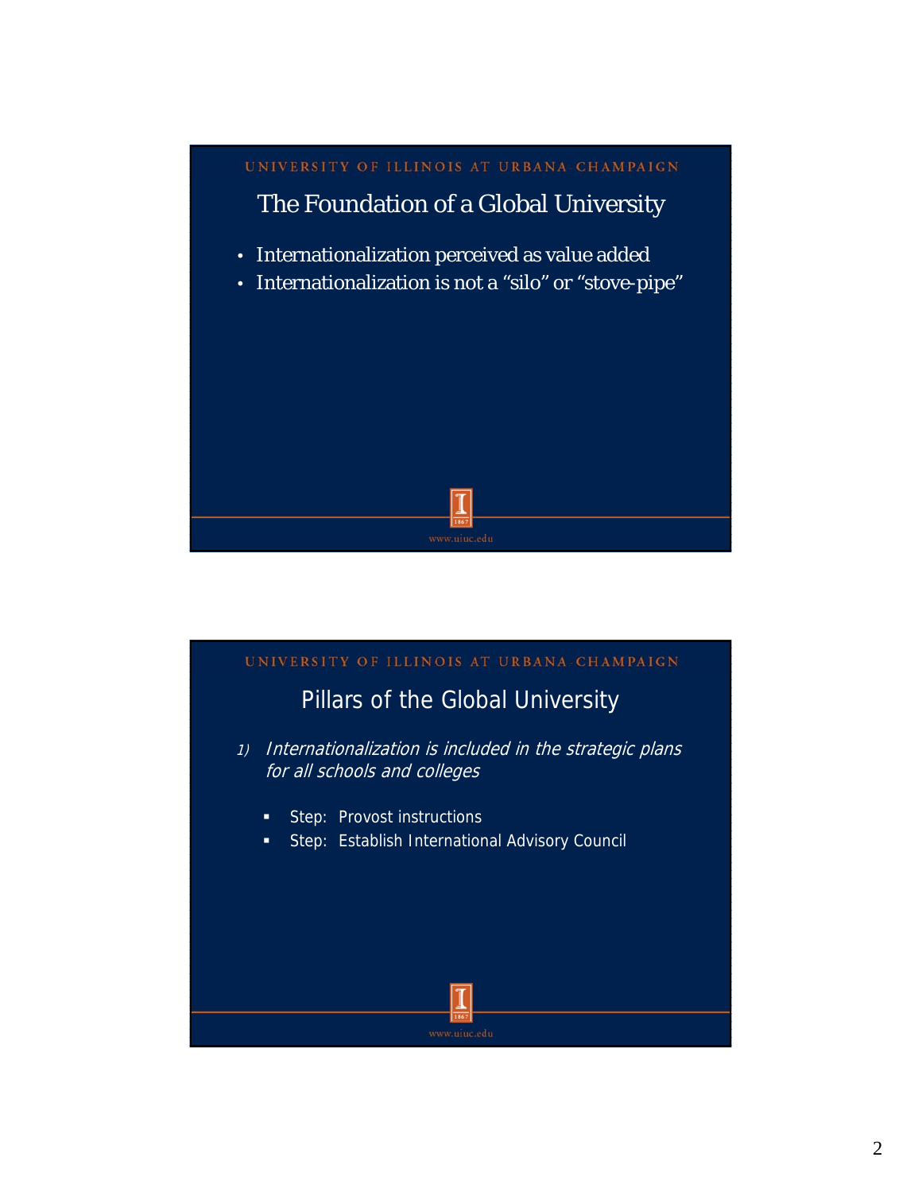## The Foundation of a Global University

- Internationalization perceived as value added
- Internationalization is not a “silo” or “stove-pipe”

## Pillars of the Global University

1) *Internationalization is included in the strategic plans for all schools and colleges*

   - Step: Provost instructions
   - Step: Establish International Advisory Council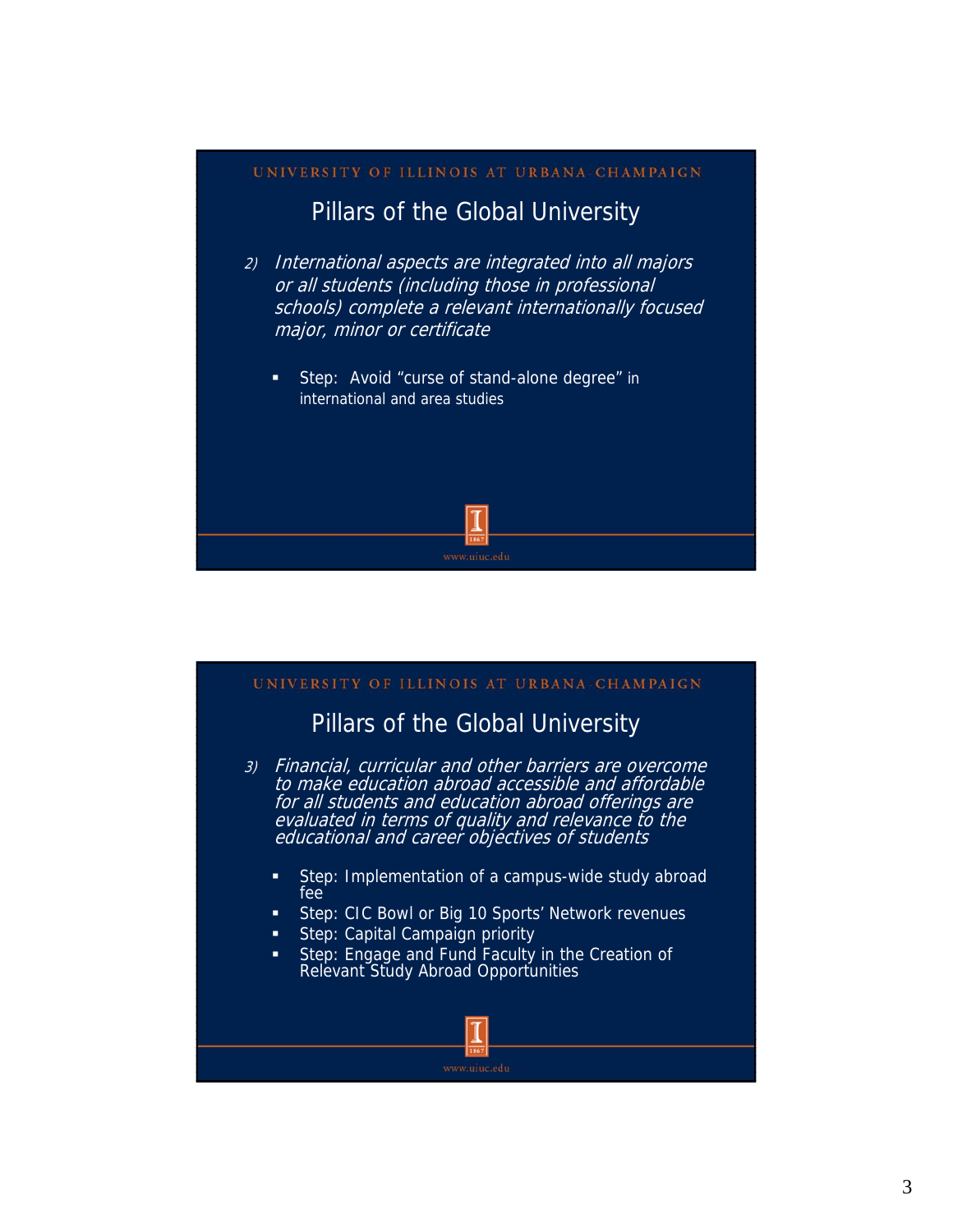UNIVERSITY OF ILLINOIS AT URBANA-CHAMPAIGN

## Pillars of the Global University

2) *International aspects are integrated into all majors or all students (including those in professional schools) complete a relevant internationally focused major, minor or certificate*

   - Step: Avoid "curse of stand-alone degree" in international and area studies

www.uiuc.edu

UNIVERSITY OF ILLINOIS AT URBANA-CHAMPAIGN

## Pillars of the Global University

3) *Financial, curricular and other barriers are overcome to make education abroad accessible and affordable for all students and education abroad offerings are evaluated in terms of quality and relevance to the educational and career objectives of students*

   - Step: Implementation of a campus-wide study abroad fee
   - Step: CIC Bowl or Big 10 Sports' Network revenues
   - Step: Capital Campaign priority
   - Step: Engage and Fund Faculty in the Creation of Relevant Study Abroad Opportunities

www.uiuc.edu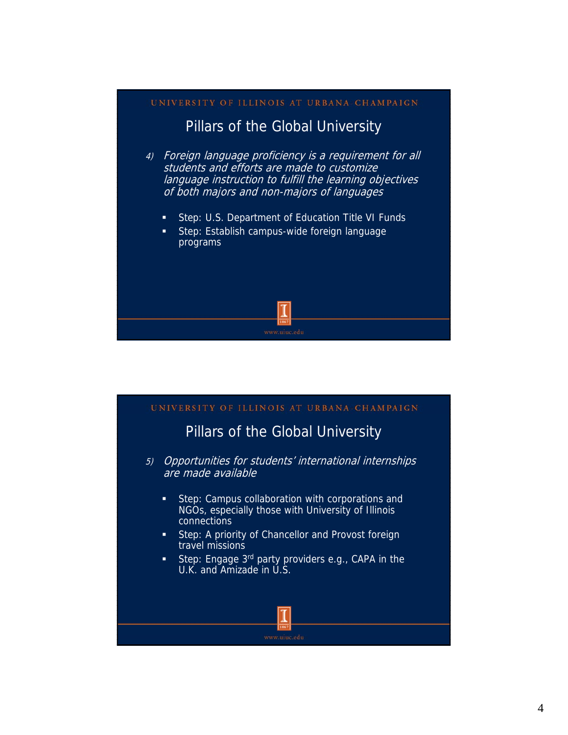UNIVERSITY OF ILLINOIS AT URBANA-CHAMPAIGN

## Pillars of the Global University

4) *Foreign language proficiency is a requirement for all students and efforts are made to customize language instruction to fulfill the learning objectives of both majors and non-majors of languages*

- Step: U.S. Department of Education Title VI Funds
- Step: Establish campus-wide foreign language programs

www.uiuc.edu

UNIVERSITY OF ILLINOIS AT URBANA-CHAMPAIGN

## Pillars of the Global University

5) *Opportunities for students' international internships are made available*

- Step: Campus collaboration with corporations and NGOs, especially those with University of Illinois connections
- Step: A priority of Chancellor and Provost foreign travel missions
- Step: Engage 3rd party providers e.g., CAPA in the U.K. and Amizade in U.S.

www.uiuc.edu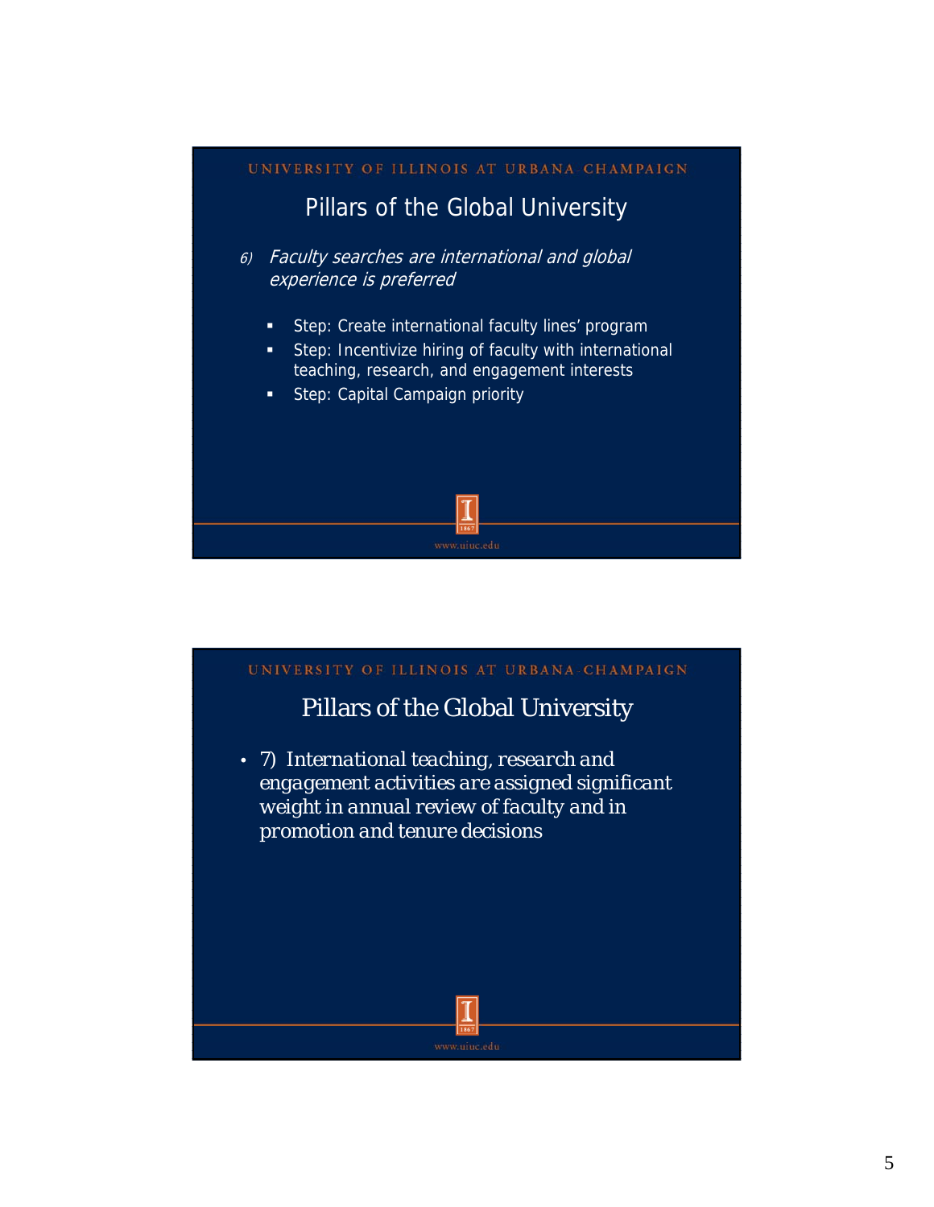UNIVERSITY OF ILLINOIS AT URBANA-CHAMPAIGN

## Pillars of the Global University

6) *Faculty searches are international and global experience is preferred*

- Step: Create international faculty lines' program
- Step: Incentivize hiring of faculty with international teaching, research, and engagement interests
- Step: Capital Campaign priority

www.uiuc.edu

UNIVERSITY OF ILLINOIS AT URBANA-CHAMPAIGN

## Pillars of the Global University

- 7) International teaching, research and engagement activities are assigned significant weight in annual review of faculty and in promotion and tenure decisions

www.uiuc.edu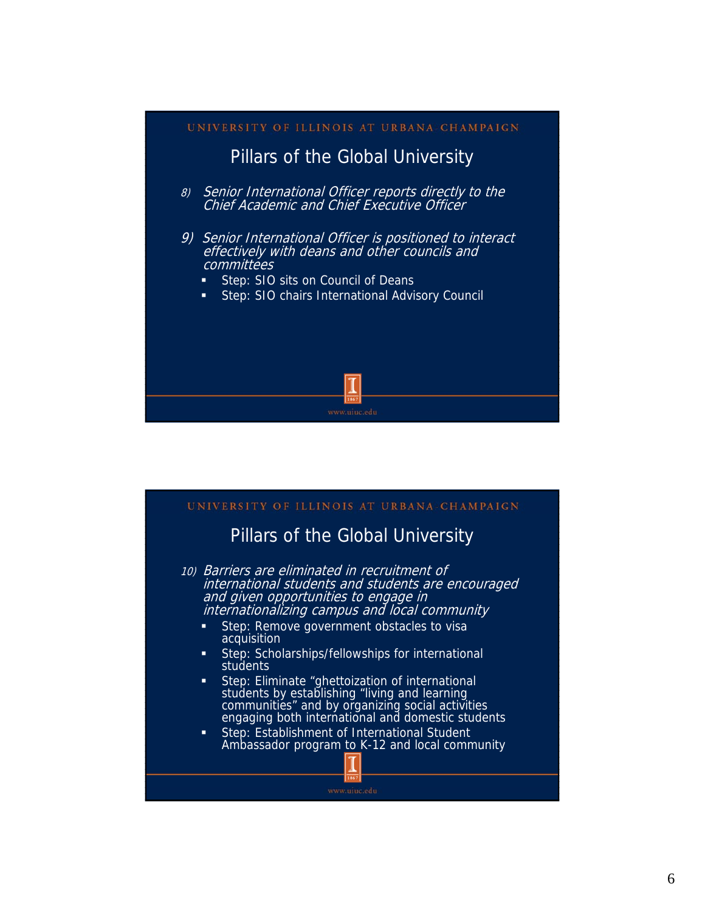UNIVERSITY OF ILLINOIS AT URBANA-CHAMPAIGN

## Pillars of the Global University

8) *Senior International Officer reports directly to the Chief Academic and Chief Executive Officer*

9) *Senior International Officer is positioned to interact effectively with deans and other councils and committees*
   - Step: SIO sits on Council of Deans
   - Step: SIO chairs International Advisory Council

www.uiuc.edu

UNIVERSITY OF ILLINOIS AT URBANA-CHAMPAIGN

## Pillars of the Global University

10) *Barriers are eliminated in recruitment of international students and students are encouraged and given opportunities to engage in internationalizing campus and local community*
   - Step: Remove government obstacles to visa acquisition
   - Step: Scholarships/fellowships for international students
   - Step: Eliminate "ghettoization of international students by establishing "living and learning communities" and by organizing social activities engaging both international and domestic students
   - Step: Establishment of International Student Ambassador program to K-12 and local community

www.uiuc.edu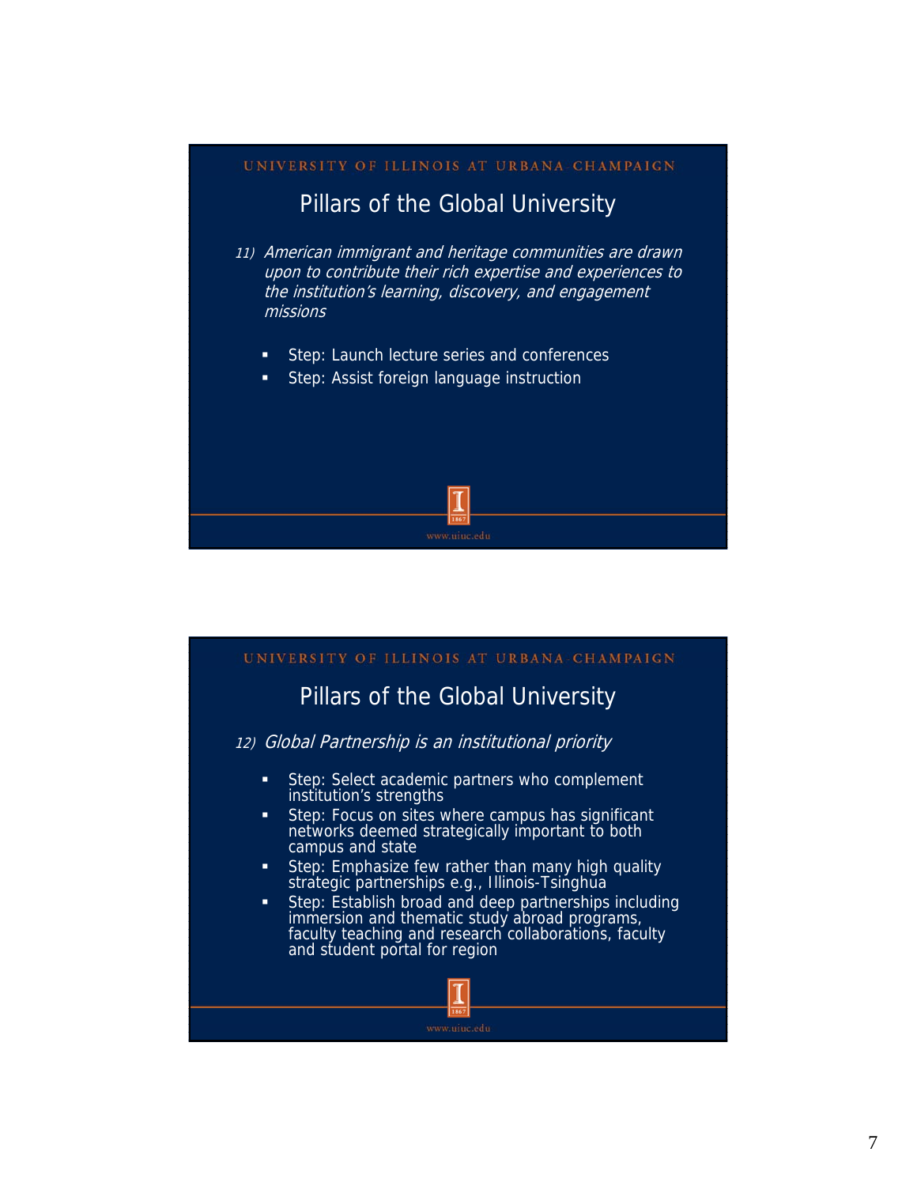## Pillars of the Global University

*11) American immigrant and heritage communities are drawn upon to contribute their rich expertise and experiences to the institution's learning, discovery, and engagement missions*

- Step: Launch lecture series and conferences
- Step: Assist foreign language instruction

## Pillars of the Global University

*12) Global Partnership is an institutional priority*

- Step: Select academic partners who complement institution's strengths
- Step: Focus on sites where campus has significant networks deemed strategically important to both campus and state
- Step: Emphasize few rather than many high quality strategic partnerships e.g., Illinois-Tsinghua
- Step: Establish broad and deep partnerships including immersion and thematic study abroad programs, faculty teaching and research collaborations, faculty and student portal for region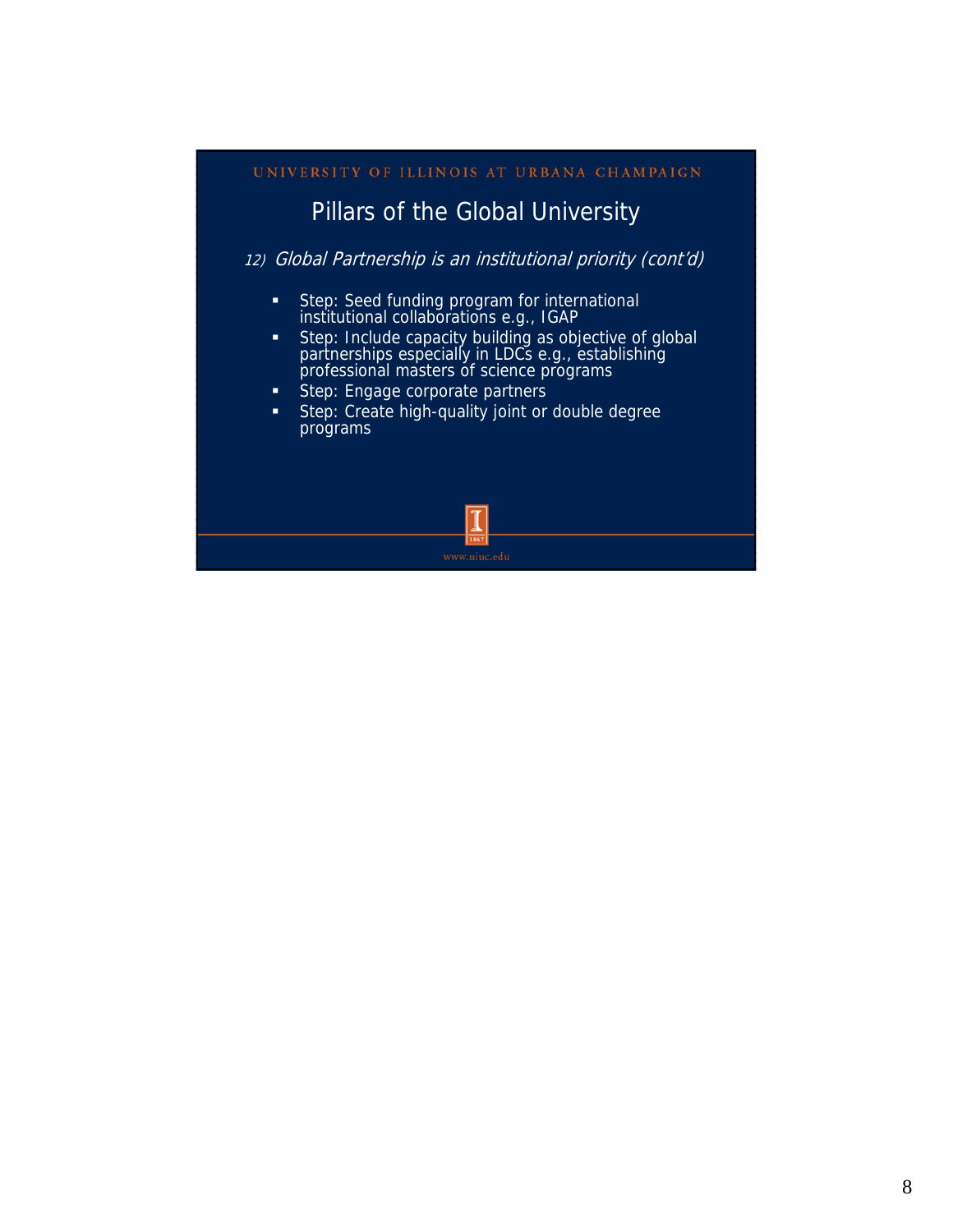UNIVERSITY OF ILLINOIS AT URBANA-CHAMPAIGN

# Pillars of the Global University

*12) Global Partnership is an institutional priority (cont'd)*

- Step: Seed funding program for international institutional collaborations e.g., IGAP
- Step: Include capacity building as objective of global partnerships especially in LDCs e.g., establishing professional masters of science programs
- Step: Engage corporate partners
- Step: Create high-quality joint or double degree programs

www.uiuc.edu